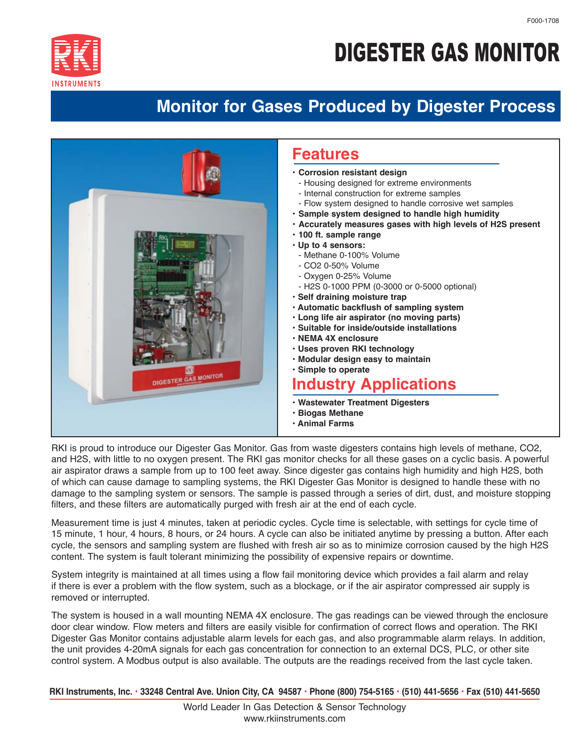F000-1708

# DIGESTER GAS MONITOR

## Monitor for Gases Produced by Digester Process

## Features

- **Corrosion resistant design**
  - Housing designed for extreme environments
  - Internal construction for extreme samples
  - Flow system designed to handle corrosive wet samples
- **Sample system designed to handle high humidity**
- **Accurately measures gases with high levels of $H_2S$ present**
- **100 ft. sample range**
- **Up to 4 sensors:**
  - Methane 0-100% Volume
  - $CO_2$ 0-50% Volume
  - Oxygen 0-25% Volume
  - $H_2S$ 0-1000 PPM (0-3000 or 0-5000 optional)
- **Self draining moisture trap**
- **Automatic backflush of sampling system**
- **Long life air aspirator (no moving parts)**
- **Suitable for inside/outside installations**
- **NEMA 4X enclosure**
- **Uses proven RKI technology**
- **Modular design easy to maintain**
- **Simple to operate**

## Industry Applications

- **Wastewater Treatment Digesters**
- **Biogas Methane**
- **Animal Farms**

RKI is proud to introduce our Digester Gas Monitor. Gas from waste digesters contains high levels of methane, $CO_2$, and $H_2S$, with little to no oxygen present. The RKI gas monitor checks for all these gases on a cyclic basis. A powerful air aspirator draws a sample from up to 100 feet away. Since digester gas contains high humidity and high $H_2S$, both of which can cause damage to sampling systems, the RKI Digester Gas Monitor is designed to handle these with no damage to the sampling system or sensors. The sample is passed through a series of dirt, dust, and moisture stopping filters, and these filters are automatically purged with fresh air at the end of each cycle.

Measurement time is just 4 minutes, taken at periodic cycles. Cycle time is selectable, with settings for cycle time of 15 minute, 1 hour, 4 hours, 8 hours, or 24 hours. A cycle can also be initiated anytime by pressing a button. After each cycle, the sensors and sampling system are flushed with fresh air so as to minimize corrosion caused by the high $H_2S$ content. The system is fault tolerant minimizing the possibility of expensive repairs or downtime.

System integrity is maintained at all times using a flow fail monitoring device which provides a fail alarm and relay if there is ever a problem with the flow system, such as a blockage, or if the air aspirator compressed air supply is removed or interrupted.

The system is housed in a wall mounting NEMA 4X enclosure. The gas readings can be viewed through the enclosure door clear window. Flow meters and filters are easily visible for confirmation of correct flows and operation. The RKI Digester Gas Monitor contains adjustable alarm levels for each gas, and also programmable alarm relays. In addition, the unit provides 4-20mA signals for each gas concentration for connection to an external DCS, PLC, or other site control system. A Modbus output is also available. The outputs are the readings received from the last cycle taken.

**RKI Instruments, Inc. • 33248 Central Ave. Union City, CA 94587 • Phone (800) 754-5165 • (510) 441-5656 • Fax (510) 441-5650**

World Leader In Gas Detection & Sensor Technology
www.rkiinstruments.com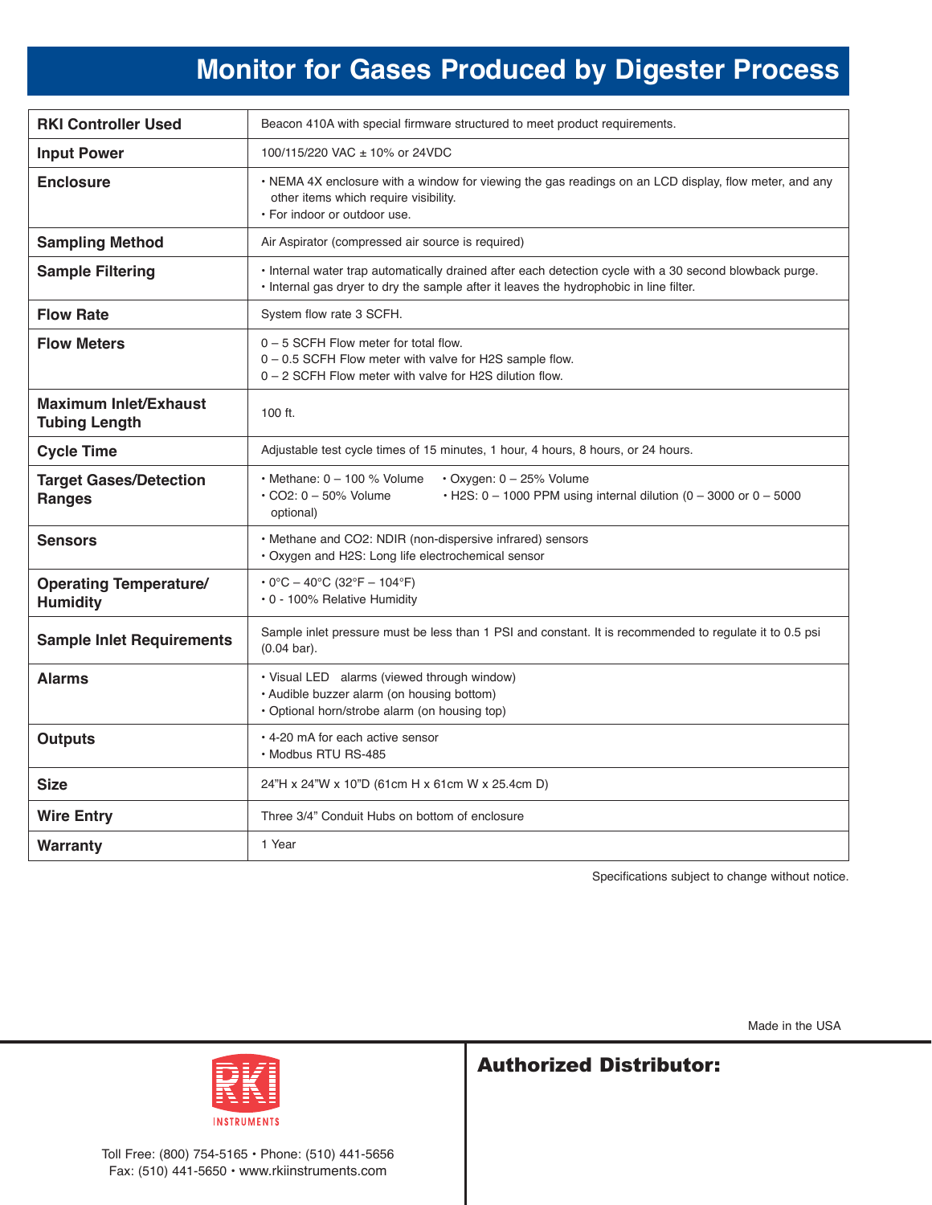# Monitor for Gases Produced by Digester Process

| | |
|---|---|
| **RKI Controller Used** | Beacon 410A with special firmware structured to meet product requirements. |
| **Input Power** | 100/115/220 VAC ± 10% or 24VDC |
| **Enclosure** | • NEMA 4X enclosure with a window for viewing the gas readings on an LCD display, flow meter, and any other items which require visibility.<br>• For indoor or outdoor use. |
| **Sampling Method** | Air Aspirator (compressed air source is required) |
| **Sample Filtering** | • Internal water trap automatically drained after each detection cycle with a 30 second blowback purge.<br>• Internal gas dryer to dry the sample after it leaves the hydrophobic in line filter. |
| **Flow Rate** | System flow rate 3 SCFH. |
| **Flow Meters** | 0 – 5 SCFH Flow meter for total flow.<br>0 – 0.5 SCFH Flow meter with valve for H2S sample flow.<br>0 – 2 SCFH Flow meter with valve for H2S dilution flow. |
| **Maximum Inlet/Exhaust Tubing Length** | 100 ft. |
| **Cycle Time** | Adjustable test cycle times of 15 minutes, 1 hour, 4 hours, 8 hours, or 24 hours. |
| **Target Gases/Detection Ranges** | • Methane: 0 – 100 % Volume<br>• CO2: 0 – 50% Volume<br>• Oxygen: 0 – 25% Volume<br>• H2S: 0 – 1000 PPM using internal dilution (0 – 3000 or 0 – 5000 optional) |
| **Sensors** | • Methane and CO2: NDIR (non-dispersive infrared) sensors<br>• Oxygen and H2S: Long life electrochemical sensor |
| **Operating Temperature/ Humidity** | • 0°C – 40°C (32°F – 104°F)<br>• 0 - 100% Relative Humidity |
| **Sample Inlet Requirements** | Sample inlet pressure must be less than 1 PSI and constant. It is recommended to regulate it to 0.5 psi (0.04 bar). |
| **Alarms** | • Visual LED alarms (viewed through window)<br>• Audible buzzer alarm (on housing bottom)<br>• Optional horn/strobe alarm (on housing top) |
| **Outputs** | • 4-20 mA for each active sensor<br>• Modbus RTU RS-485 |
| **Size** | 24"H x 24"W x 10"D (61cm H x 61cm W x 25.4cm D) |
| **Wire Entry** | Three 3/4" Conduit Hubs on bottom of enclosure |
| **Warranty** | 1 Year |

Specifications subject to change without notice.

Made in the USA

RKI INSTRUMENTS

Toll Free: (800) 754-5165 • Phone: (510) 441-5656
Fax: (510) 441-5650 • www.rkiinstruments.com

**Authorized Distributor:**